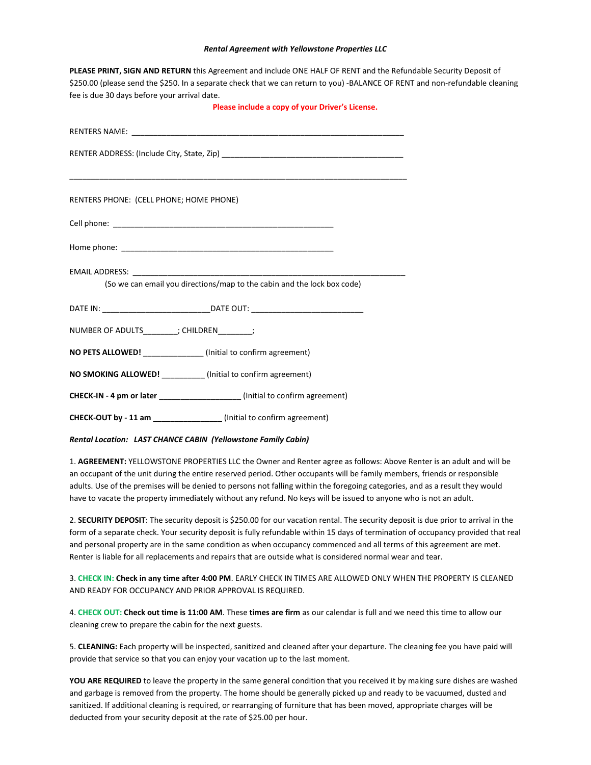***Rental Agreement with Yellowstone Properties LLC***

**PLEASE PRINT, SIGN AND RETURN** this Agreement and include ONE HALF OF RENT and the Refundable Security Deposit of $250.00 (please send the $250. In a separate check that we can return to you) -BALANCE OF RENT and non-refundable cleaning fee is due 30 days before your arrival date.

**Please include a copy of your Driver's License.**

RENTERS NAME: ___________________________________________________________________

RENTER ADDRESS: (Include City, State, Zip) ____________________________________________

_________________________________________________________________________________

RENTERS PHONE: (CELL PHONE; HOME PHONE)

Cell phone: _____________________________________________________

Home phone: ___________________________________________________

EMAIL ADDRESS: __________________________________________________________________

(So we can email you directions/map to the cabin and the lock box code)

DATE IN: _________________________DATE OUT: __________________________

NUMBER OF ADULTS________; CHILDREN________;

**NO PETS ALLOWED!** ______________ (Initial to confirm agreement)

**NO SMOKING ALLOWED!** __________ (Initial to confirm agreement)

**CHECK-IN - 4 pm or later** ___________________ (Initial to confirm agreement)

**CHECK-OUT by - 11 am** ________________ (Initial to confirm agreement)

***Rental Location: LAST CHANCE CABIN (Yellowstone Family Cabin)***

1. **AGREEMENT:** YELLOWSTONE PROPERTIES LLC the Owner and Renter agree as follows: Above Renter is an adult and will be an occupant of the unit during the entire reserved period. Other occupants will be family members, friends or responsible adults. Use of the premises will be denied to persons not falling within the foregoing categories, and as a result they would have to vacate the property immediately without any refund. No keys will be issued to anyone who is not an adult.

2. **SECURITY DEPOSIT**: The security deposit is $250.00 for our vacation rental. The security deposit is due prior to arrival in the form of a separate check. Your security deposit is fully refundable within 15 days of termination of occupancy provided that real and personal property are in the same condition as when occupancy commenced and all terms of this agreement are met. Renter is liable for all replacements and repairs that are outside what is considered normal wear and tear.

3. **CHECK IN: Check in any time after 4:00 PM**. EARLY CHECK IN TIMES ARE ALLOWED ONLY WHEN THE PROPERTY IS CLEANED AND READY FOR OCCUPANCY AND PRIOR APPROVAL IS REQUIRED.

4. **CHECK OUT: Check out time is 11:00 AM**. These **times are firm** as our calendar is full and we need this time to allow our cleaning crew to prepare the cabin for the next guests.

5. **CLEANING:** Each property will be inspected, sanitized and cleaned after your departure. The cleaning fee you have paid will provide that service so that you can enjoy your vacation up to the last moment.

**YOU ARE REQUIRED** to leave the property in the same general condition that you received it by making sure dishes are washed and garbage is removed from the property. The home should be generally picked up and ready to be vacuumed, dusted and sanitized. If additional cleaning is required, or rearranging of furniture that has been moved, appropriate charges will be deducted from your security deposit at the rate of $25.00 per hour.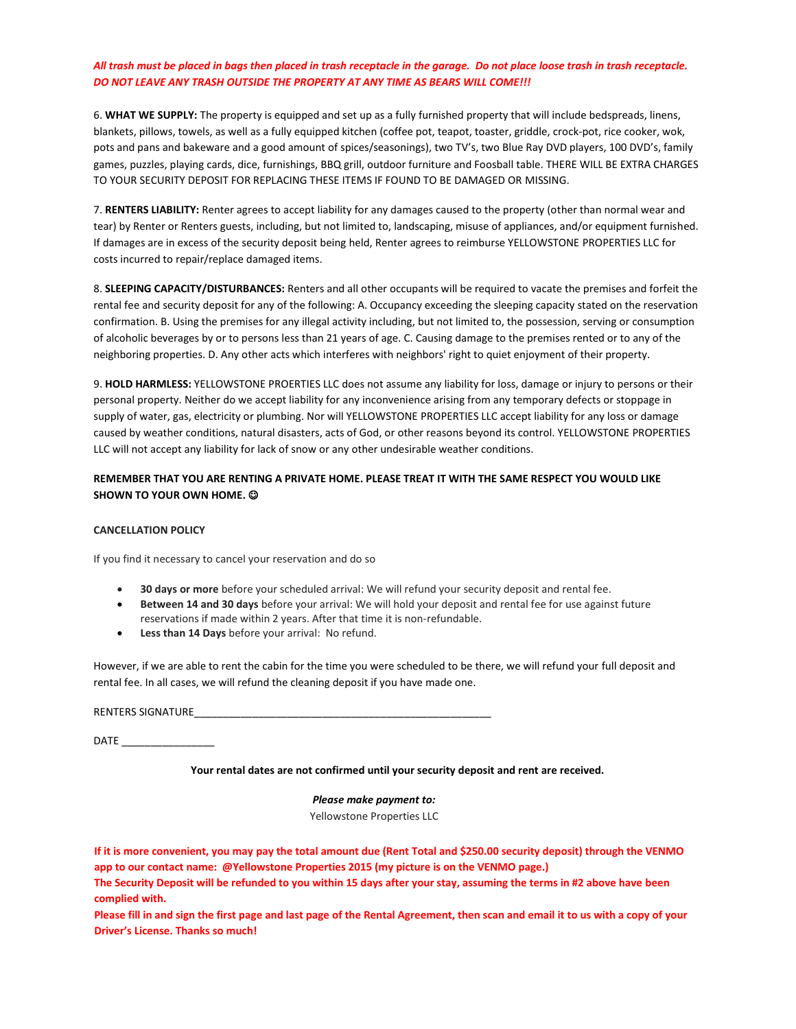***All trash must be placed in bags then placed in trash receptacle in the garage. Do not place loose trash in trash receptacle. DO NOT LEAVE ANY TRASH OUTSIDE THE PROPERTY AT ANY TIME AS BEARS WILL COME!!!***

6. **WHAT WE SUPPLY:** The property is equipped and set up as a fully furnished property that will include bedspreads, linens, blankets, pillows, towels, as well as a fully equipped kitchen (coffee pot, teapot, toaster, griddle, crock-pot, rice cooker, wok, pots and pans and bakeware and a good amount of spices/seasonings), two TV's, two Blue Ray DVD players, 100 DVD's, family games, puzzles, playing cards, dice, furnishings, BBQ grill, outdoor furniture and Foosball table. THERE WILL BE EXTRA CHARGES TO YOUR SECURITY DEPOSIT FOR REPLACING THESE ITEMS IF FOUND TO BE DAMAGED OR MISSING.

7. **RENTERS LIABILITY:** Renter agrees to accept liability for any damages caused to the property (other than normal wear and tear) by Renter or Renters guests, including, but not limited to, landscaping, misuse of appliances, and/or equipment furnished. If damages are in excess of the security deposit being held, Renter agrees to reimburse YELLOWSTONE PROPERTIES LLC for costs incurred to repair/replace damaged items.

8. **SLEEPING CAPACITY/DISTURBANCES:** Renters and all other occupants will be required to vacate the premises and forfeit the rental fee and security deposit for any of the following: A. Occupancy exceeding the sleeping capacity stated on the reservation confirmation. B. Using the premises for any illegal activity including, but not limited to, the possession, serving or consumption of alcoholic beverages by or to persons less than 21 years of age. C. Causing damage to the premises rented or to any of the neighboring properties. D. Any other acts which interferes with neighbors' right to quiet enjoyment of their property.

9. **HOLD HARMLESS:** YELLOWSTONE PROERTIES LLC does not assume any liability for loss, damage or injury to persons or their personal property. Neither do we accept liability for any inconvenience arising from any temporary defects or stoppage in supply of water, gas, electricity or plumbing. Nor will YELLOWSTONE PROPERTIES LLC accept liability for any loss or damage caused by weather conditions, natural disasters, acts of God, or other reasons beyond its control. YELLOWSTONE PROPERTIES LLC will not accept any liability for lack of snow or any other undesirable weather conditions.

**REMEMBER THAT YOU ARE RENTING A PRIVATE HOME. PLEASE TREAT IT WITH THE SAME RESPECT YOU WOULD LIKE SHOWN TO YOUR OWN HOME. ☺**

**CANCELLATION POLICY**

If you find it necessary to cancel your reservation and do so

- **30 days or more** before your scheduled arrival: We will refund your security deposit and rental fee.
- **Between 14 and 30 days** before your arrival: We will hold your deposit and rental fee for use against future reservations if made within 2 years. After that time it is non-refundable.
- **Less than 14 Days** before your arrival: No refund.

However, if we are able to rent the cabin for the time you were scheduled to be there, we will refund your full deposit and rental fee. In all cases, we will refund the cleaning deposit if you have made one.

RENTERS SIGNATURE____________________________________________________

DATE ________________

**Your rental dates are not confirmed until your security deposit and rent are received.**

***Please make payment to:***
Yellowstone Properties LLC

**If it is more convenient, you may pay the total amount due (Rent Total and $250.00 security deposit) through the VENMO app to our contact name: @Yellowstone Properties 2015 (my picture is on the VENMO page.)**
**The Security Deposit will be refunded to you within 15 days after your stay, assuming the terms in #2 above have been complied with.**
**Please fill in and sign the first page and last page of the Rental Agreement, then scan and email it to us with a copy of your Driver's License. Thanks so much!**